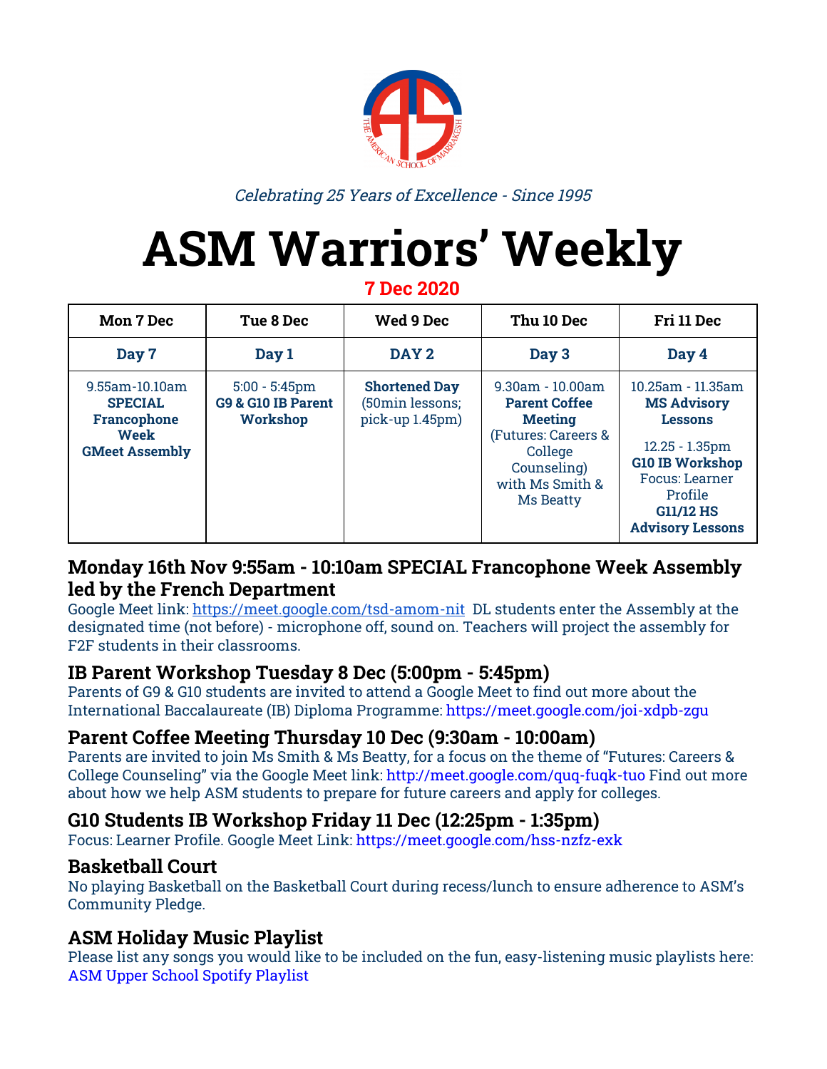*Celebrating 25 Years of Excellence - Since 1995*

# ASM Warriors' Weekly

**7 Dec 2020**

| Mon 7 Dec | Tue 8 Dec | Wed 9 Dec | Thu 10 Dec | Fri 11 Dec |
|---|---|---|---|---|
| **Day 7** | **Day 1** | **DAY 2** | **Day 3** | **Day 4** |
| 9.55am-10.10am **SPECIAL Francophone Week GMeet Assembly** | 5:00 - 5:45pm **G9 & G10 IB Parent Workshop** | **Shortened Day** (50min lessons; pick-up 1.45pm) | 9.30am - 10.00am **Parent Coffee Meeting** (Futures: Careers & College Counseling) with Ms Smith & Ms Beatty | 10.25am - 11.35am **MS Advisory Lessons** 12.25 - 1.35pm **G10 IB Workshop** Focus: Learner Profile **G11/12 HS Advisory Lessons** |

## Monday 16th Nov 9:55am - 10:10am SPECIAL Francophone Week Assembly led by the French Department

Google Meet link: https://meet.google.com/tsd-amom-nit DL students enter the Assembly at the designated time (not before) - microphone off, sound on. Teachers will project the assembly for F2F students in their classrooms.

## IB Parent Workshop Tuesday 8 Dec (5:00pm - 5:45pm)

Parents of G9 & G10 students are invited to attend a Google Meet to find out more about the International Baccalaureate (IB) Diploma Programme: https://meet.google.com/joi-xdpb-zgu

## Parent Coffee Meeting Thursday 10 Dec (9:30am - 10:00am)

Parents are invited to join Ms Smith & Ms Beatty, for a focus on the theme of "Futures: Careers & College Counseling" via the Google Meet link: http://meet.google.com/quq-fuqk-tuo Find out more about how we help ASM students to prepare for future careers and apply for colleges.

## G10 Students IB Workshop Friday 11 Dec (12:25pm - 1:35pm)

Focus: Learner Profile. Google Meet Link: https://meet.google.com/hss-nzfz-exk

## Basketball Court

No playing Basketball on the Basketball Court during recess/lunch to ensure adherence to ASM's Community Pledge.

## ASM Holiday Music Playlist

Please list any songs you would like to be included on the fun, easy-listening music playlists here: ASM Upper School Spotify Playlist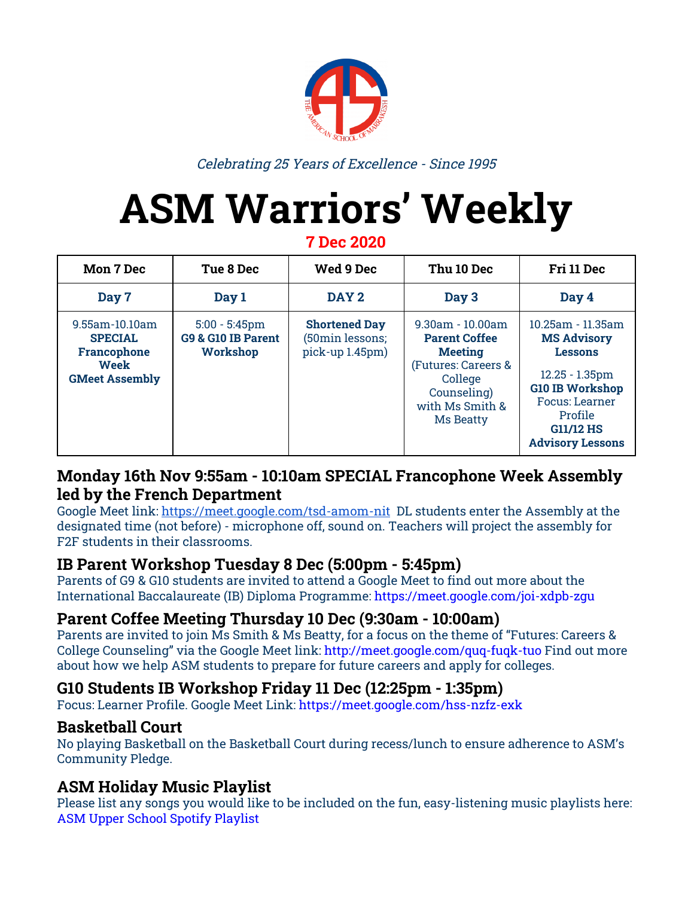*Celebrating 25 Years of Excellence - Since 1995*

# ASM Warriors' Weekly

**7 Dec 2020**

| Mon 7 Dec | Tue 8 Dec | Wed 9 Dec | Thu 10 Dec | Fri 11 Dec |
|---|---|---|---|---|
| **Day 7** | **Day 1** | **DAY 2** | **Day 3** | **Day 4** |
| 9.55am-10.10am **SPECIAL Francophone Week GMeet Assembly** | 5:00 - 5:45pm **G9 & G10 IB Parent Workshop** | **Shortened Day** (50min lessons; pick-up 1.45pm) | 9.30am - 10.00am **Parent Coffee Meeting** (Futures: Careers & College Counseling) with Ms Smith & Ms Beatty | 10.25am - 11.35am **MS Advisory Lessons** 12.25 - 1.35pm **G10 IB Workshop** Focus: Learner Profile **G11/12 HS Advisory Lessons** |

## Monday 16th Nov 9:55am - 10:10am SPECIAL Francophone Week Assembly led by the French Department

Google Meet link: https://meet.google.com/tsd-amom-nit DL students enter the Assembly at the designated time (not before) - microphone off, sound on. Teachers will project the assembly for F2F students in their classrooms.

## IB Parent Workshop Tuesday 8 Dec (5:00pm - 5:45pm)

Parents of G9 & G10 students are invited to attend a Google Meet to find out more about the International Baccalaureate (IB) Diploma Programme: https://meet.google.com/joi-xdpb-zgu

## Parent Coffee Meeting Thursday 10 Dec (9:30am - 10:00am)

Parents are invited to join Ms Smith & Ms Beatty, for a focus on the theme of "Futures: Careers & College Counseling" via the Google Meet link: http://meet.google.com/quq-fuqk-tuo Find out more about how we help ASM students to prepare for future careers and apply for colleges.

## G10 Students IB Workshop Friday 11 Dec (12:25pm - 1:35pm)

Focus: Learner Profile. Google Meet Link: https://meet.google.com/hss-nzfz-exk

## Basketball Court

No playing Basketball on the Basketball Court during recess/lunch to ensure adherence to ASM's Community Pledge.

## ASM Holiday Music Playlist

Please list any songs you would like to be included on the fun, easy-listening music playlists here: ASM Upper School Spotify Playlist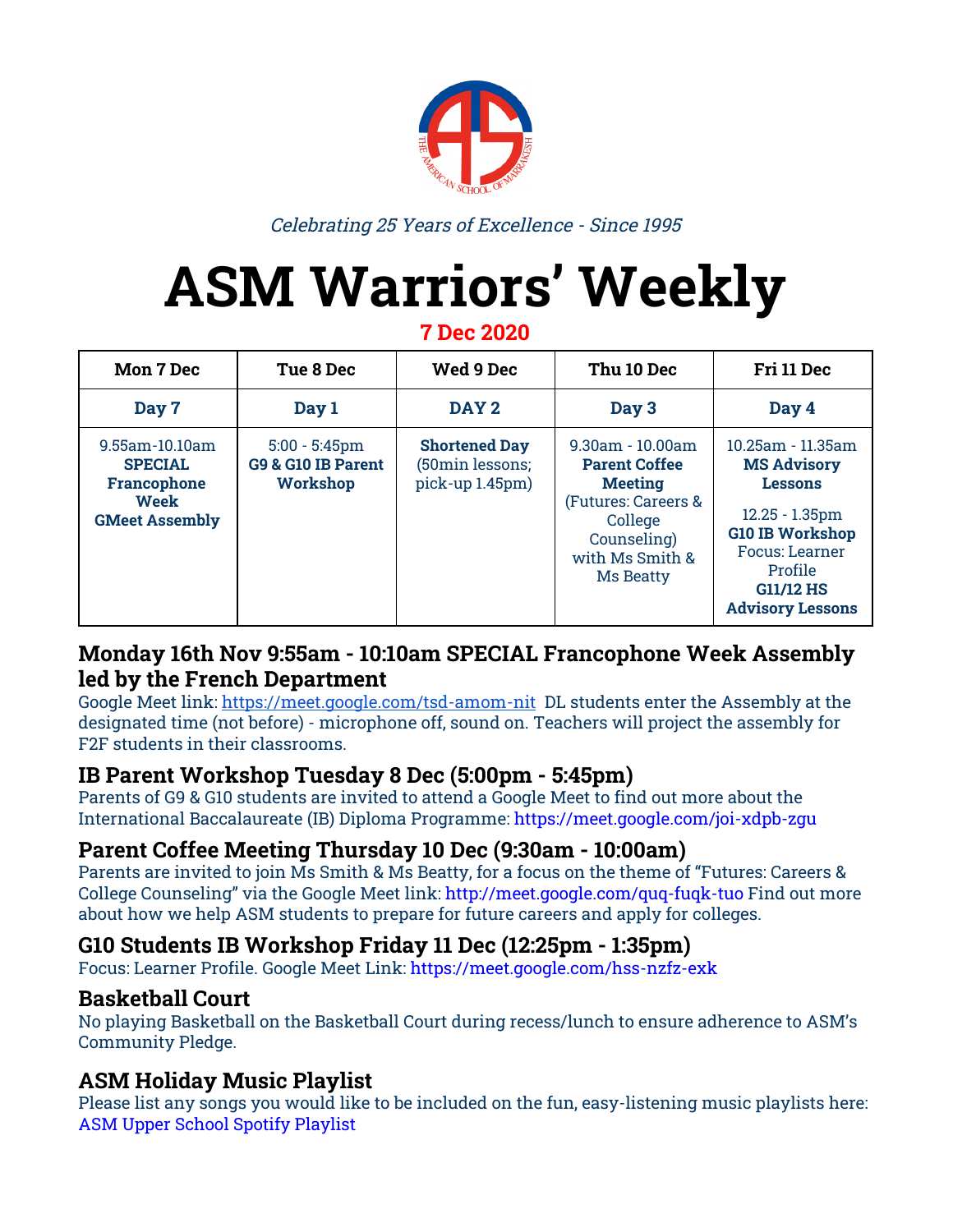*Celebrating 25 Years of Excellence - Since 1995*

# ASM Warriors' Weekly

**7 Dec 2020**

| Mon 7 Dec | Tue 8 Dec | Wed 9 Dec | Thu 10 Dec | Fri 11 Dec |
|---|---|---|---|---|
| **Day 7** | **Day 1** | **DAY 2** | **Day 3** | **Day 4** |
| 9.55am-10.10am **SPECIAL Francophone Week GMeet Assembly** | 5:00 - 5:45pm **G9 & G10 IB Parent Workshop** | **Shortened Day** (50min lessons; pick-up 1.45pm) | 9.30am - 10.00am **Parent Coffee Meeting** (Futures: Careers & College Counseling) with Ms Smith & Ms Beatty | 10.25am - 11.35am **MS Advisory Lessons**<br><br>12.25 - 1.35pm **G10 IB Workshop** Focus: Learner Profile **G11/12 HS Advisory Lessons** |

## Monday 16th Nov 9:55am - 10:10am SPECIAL Francophone Week Assembly led by the French Department

Google Meet link: https://meet.google.com/tsd-amom-nit DL students enter the Assembly at the designated time (not before) - microphone off, sound on. Teachers will project the assembly for F2F students in their classrooms.

## IB Parent Workshop Tuesday 8 Dec (5:00pm - 5:45pm)

Parents of G9 & G10 students are invited to attend a Google Meet to find out more about the International Baccalaureate (IB) Diploma Programme: https://meet.google.com/joi-xdpb-zgu

## Parent Coffee Meeting Thursday 10 Dec (9:30am - 10:00am)

Parents are invited to join Ms Smith & Ms Beatty, for a focus on the theme of "Futures: Careers & College Counseling" via the Google Meet link: http://meet.google.com/quq-fuqk-tuo Find out more about how we help ASM students to prepare for future careers and apply for colleges.

## G10 Students IB Workshop Friday 11 Dec (12:25pm - 1:35pm)

Focus: Learner Profile. Google Meet Link: https://meet.google.com/hss-nzfz-exk

## Basketball Court

No playing Basketball on the Basketball Court during recess/lunch to ensure adherence to ASM's Community Pledge.

## ASM Holiday Music Playlist

Please list any songs you would like to be included on the fun, easy-listening music playlists here: ASM Upper School Spotify Playlist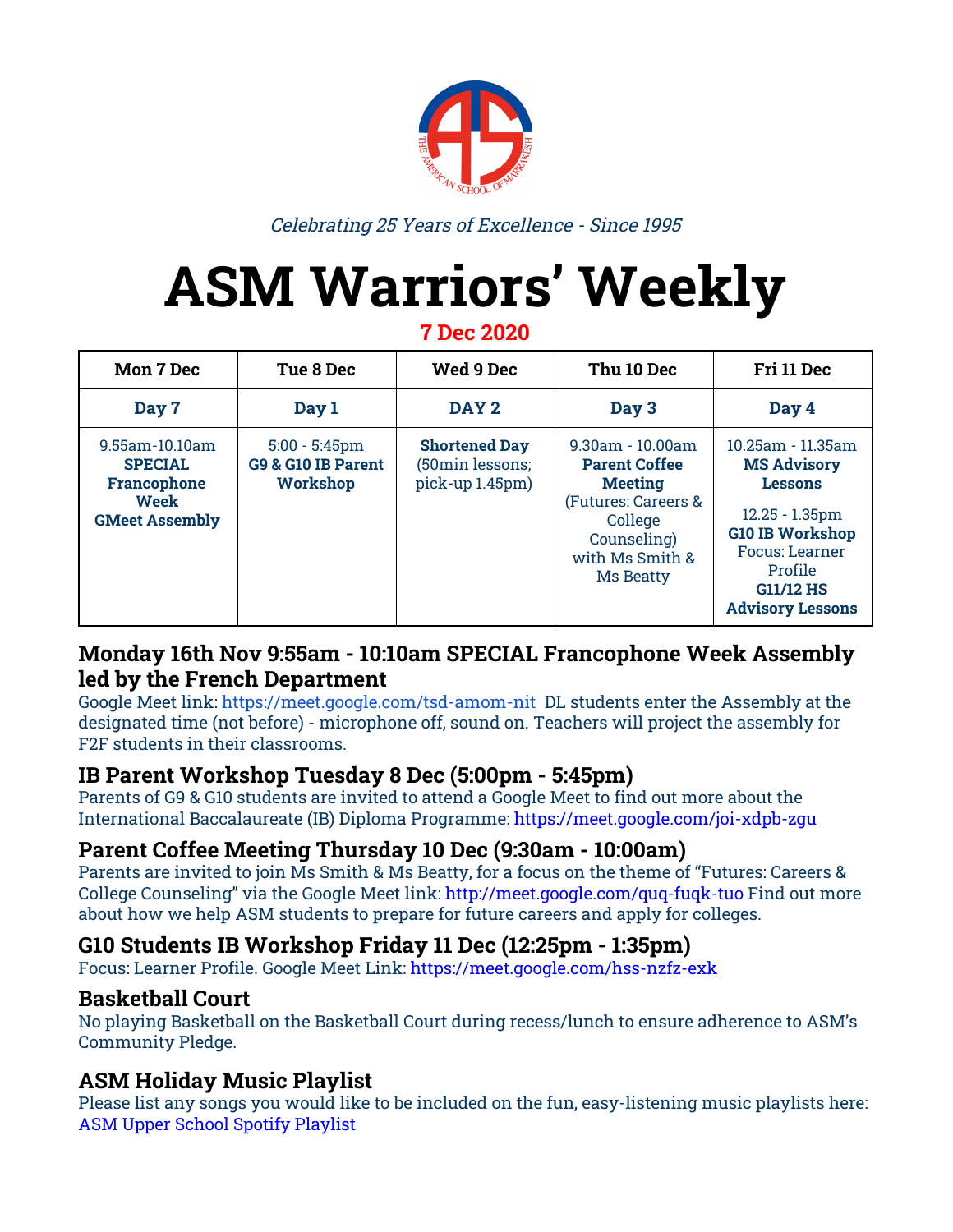*Celebrating 25 Years of Excellence - Since 1995*

# ASM Warriors' Weekly

**7 Dec 2020**

| Mon 7 Dec | Tue 8 Dec | Wed 9 Dec | Thu 10 Dec | Fri 11 Dec |
|---|---|---|---|---|
| **Day 7** | **Day 1** | **DAY 2** | **Day 3** | **Day 4** |
| 9.55am-10.10am **SPECIAL Francophone Week GMeet Assembly** | 5:00 - 5:45pm **G9 & G10 IB Parent Workshop** | **Shortened Day** (50min lessons; pick-up 1.45pm) | 9.30am - 10.00am **Parent Coffee Meeting** (Futures: Careers & College Counseling) with Ms Smith & Ms Beatty | 10.25am - 11.35am **MS Advisory Lessons** 12.25 - 1.35pm **G10 IB Workshop** Focus: Learner Profile **G11/12 HS Advisory Lessons** |

## Monday 16th Nov 9:55am - 10:10am SPECIAL Francophone Week Assembly led by the French Department

Google Meet link: https://meet.google.com/tsd-amom-nit DL students enter the Assembly at the designated time (not before) - microphone off, sound on. Teachers will project the assembly for F2F students in their classrooms.

## IB Parent Workshop Tuesday 8 Dec (5:00pm - 5:45pm)

Parents of G9 & G10 students are invited to attend a Google Meet to find out more about the International Baccalaureate (IB) Diploma Programme: https://meet.google.com/joi-xdpb-zgu

## Parent Coffee Meeting Thursday 10 Dec (9:30am - 10:00am)

Parents are invited to join Ms Smith & Ms Beatty, for a focus on the theme of "Futures: Careers & College Counseling" via the Google Meet link: http://meet.google.com/quq-fuqk-tuo Find out more about how we help ASM students to prepare for future careers and apply for colleges.

## G10 Students IB Workshop Friday 11 Dec (12:25pm - 1:35pm)

Focus: Learner Profile. Google Meet Link: https://meet.google.com/hss-nzfz-exk

## Basketball Court

No playing Basketball on the Basketball Court during recess/lunch to ensure adherence to ASM's Community Pledge.

## ASM Holiday Music Playlist

Please list any songs you would like to be included on the fun, easy-listening music playlists here: ASM Upper School Spotify Playlist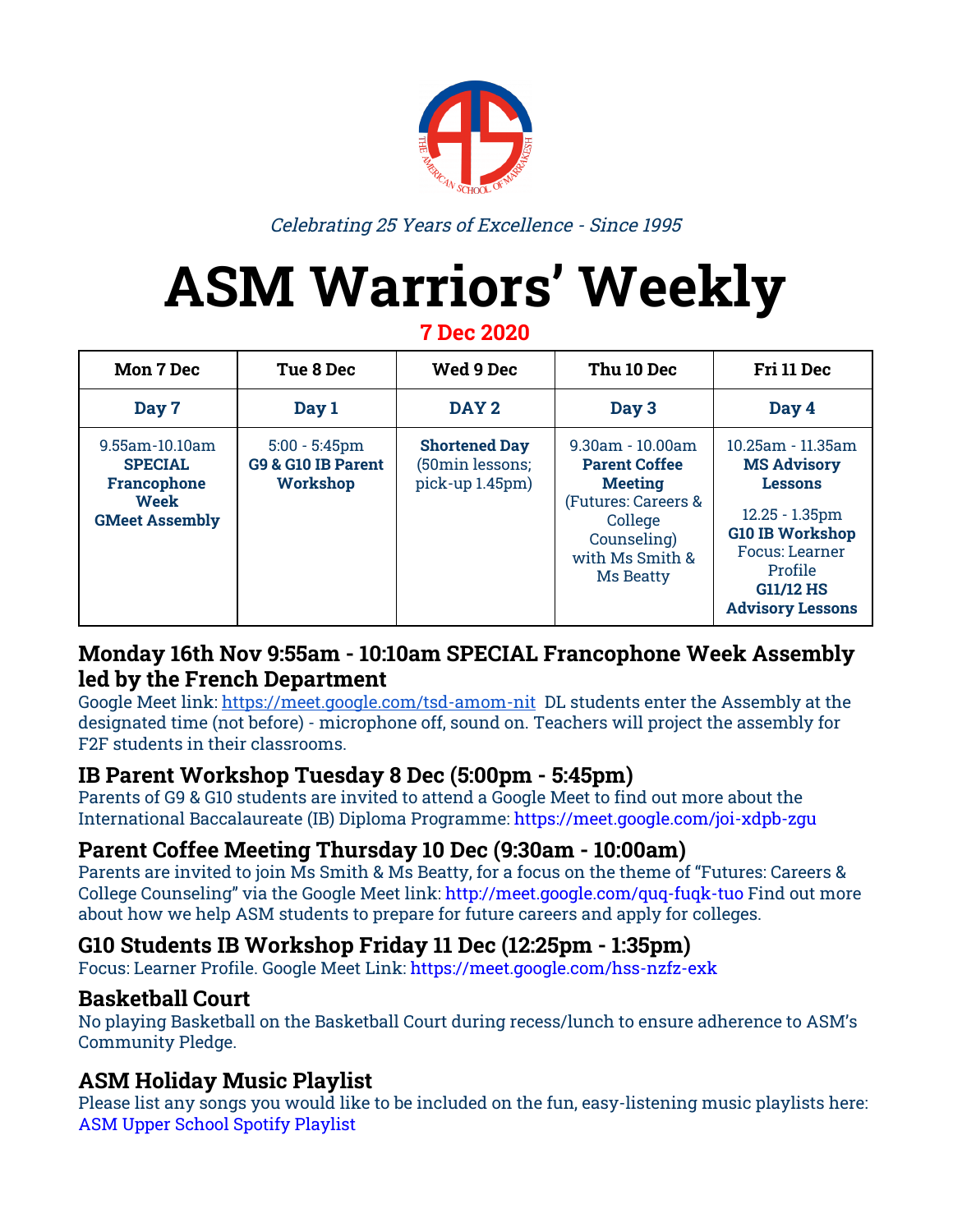*Celebrating 25 Years of Excellence - Since 1995*

# ASM Warriors' Weekly

**7 Dec 2020**

| Mon 7 Dec | Tue 8 Dec | Wed 9 Dec | Thu 10 Dec | Fri 11 Dec |
|---|---|---|---|---|
| **Day 7** | **Day 1** | **DAY 2** | **Day 3** | **Day 4** |
| 9.55am-10.10am **SPECIAL Francophone Week GMeet Assembly** | 5:00 - 5:45pm **G9 & G10 IB Parent Workshop** | **Shortened Day** (50min lessons; pick-up 1.45pm) | 9.30am - 10.00am **Parent Coffee Meeting** (Futures: Careers & College Counseling) with Ms Smith & Ms Beatty | 10.25am - 11.35am **MS Advisory Lessons** 12.25 - 1.35pm **G10 IB Workshop** Focus: Learner Profile **G11/12 HS Advisory Lessons** |

## Monday 16th Nov 9:55am - 10:10am SPECIAL Francophone Week Assembly led by the French Department

Google Meet link: https://meet.google.com/tsd-amom-nit DL students enter the Assembly at the designated time (not before) - microphone off, sound on. Teachers will project the assembly for F2F students in their classrooms.

## IB Parent Workshop Tuesday 8 Dec (5:00pm - 5:45pm)

Parents of G9 & G10 students are invited to attend a Google Meet to find out more about the International Baccalaureate (IB) Diploma Programme: https://meet.google.com/joi-xdpb-zgu

## Parent Coffee Meeting Thursday 10 Dec (9:30am - 10:00am)

Parents are invited to join Ms Smith & Ms Beatty, for a focus on the theme of "Futures: Careers & College Counseling" via the Google Meet link: http://meet.google.com/quq-fuqk-tuo Find out more about how we help ASM students to prepare for future careers and apply for colleges.

## G10 Students IB Workshop Friday 11 Dec (12:25pm - 1:35pm)

Focus: Learner Profile. Google Meet Link: https://meet.google.com/hss-nzfz-exk

## Basketball Court

No playing Basketball on the Basketball Court during recess/lunch to ensure adherence to ASM's Community Pledge.

## ASM Holiday Music Playlist

Please list any songs you would like to be included on the fun, easy-listening music playlists here: ASM Upper School Spotify Playlist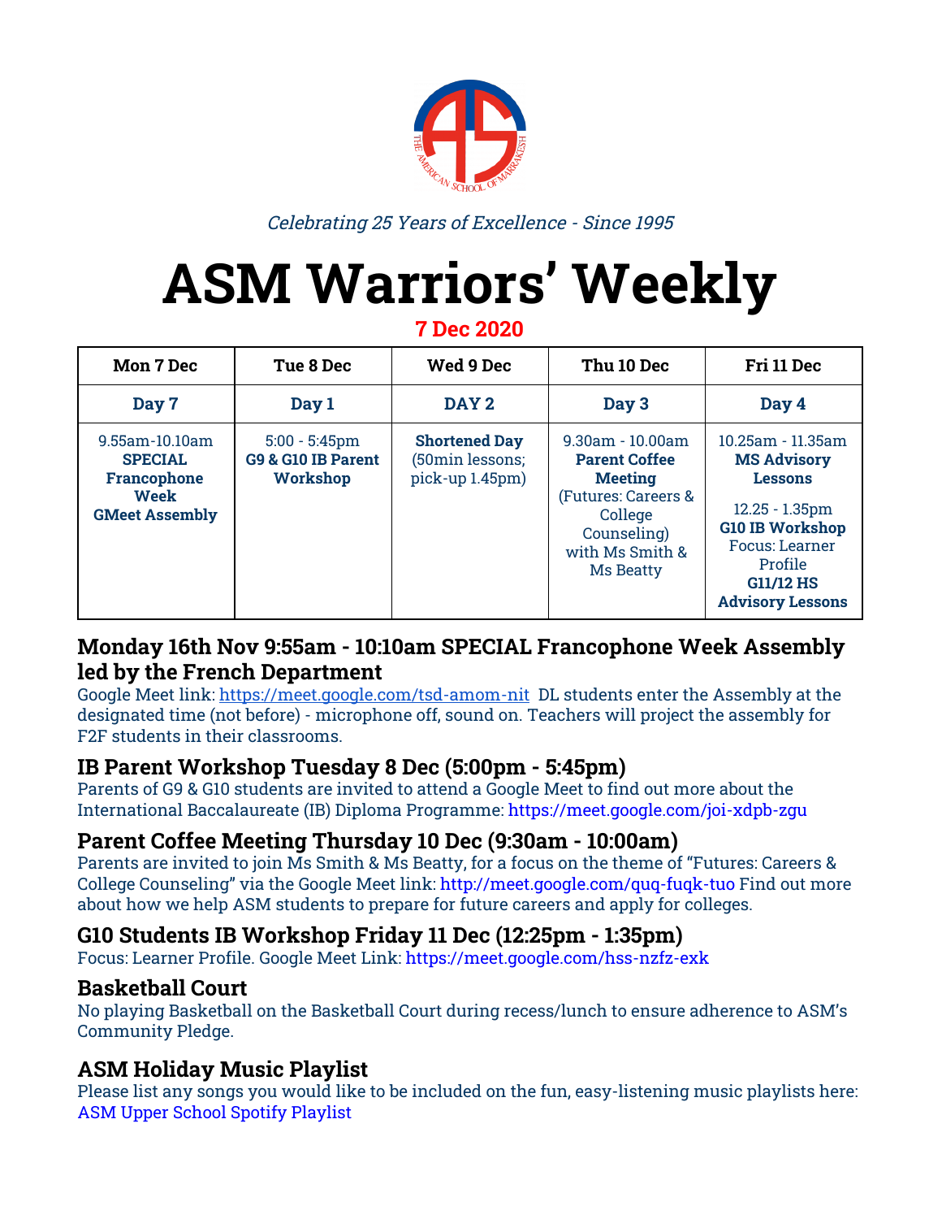*Celebrating 25 Years of Excellence - Since 1995*

# ASM Warriors' Weekly

**7 Dec 2020**

| Mon 7 Dec | Tue 8 Dec | Wed 9 Dec | Thu 10 Dec | Fri 11 Dec |
|---|---|---|---|---|
| **Day 7** | **Day 1** | **DAY 2** | **Day 3** | **Day 4** |
| 9.55am-10.10am **SPECIAL Francophone Week GMeet Assembly** | 5:00 - 5:45pm **G9 & G10 IB Parent Workshop** | **Shortened Day** (50min lessons; pick-up 1.45pm) | 9.30am - 10.00am **Parent Coffee Meeting** (Futures: Careers & College Counseling) with Ms Smith & Ms Beatty | 10.25am - 11.35am **MS Advisory Lessons** 12.25 - 1.35pm **G10 IB Workshop** Focus: Learner Profile **G11/12 HS Advisory Lessons** |

## Monday 16th Nov 9:55am - 10:10am SPECIAL Francophone Week Assembly led by the French Department

Google Meet link: https://meet.google.com/tsd-amom-nit DL students enter the Assembly at the designated time (not before) - microphone off, sound on. Teachers will project the assembly for F2F students in their classrooms.

## IB Parent Workshop Tuesday 8 Dec (5:00pm - 5:45pm)

Parents of G9 & G10 students are invited to attend a Google Meet to find out more about the International Baccalaureate (IB) Diploma Programme: https://meet.google.com/joi-xdpb-zgu

## Parent Coffee Meeting Thursday 10 Dec (9:30am - 10:00am)

Parents are invited to join Ms Smith & Ms Beatty, for a focus on the theme of "Futures: Careers & College Counseling" via the Google Meet link: http://meet.google.com/quq-fuqk-tuo Find out more about how we help ASM students to prepare for future careers and apply for colleges.

## G10 Students IB Workshop Friday 11 Dec (12:25pm - 1:35pm)

Focus: Learner Profile. Google Meet Link: https://meet.google.com/hss-nzfz-exk

## Basketball Court

No playing Basketball on the Basketball Court during recess/lunch to ensure adherence to ASM's Community Pledge.

## ASM Holiday Music Playlist

Please list any songs you would like to be included on the fun, easy-listening music playlists here: ASM Upper School Spotify Playlist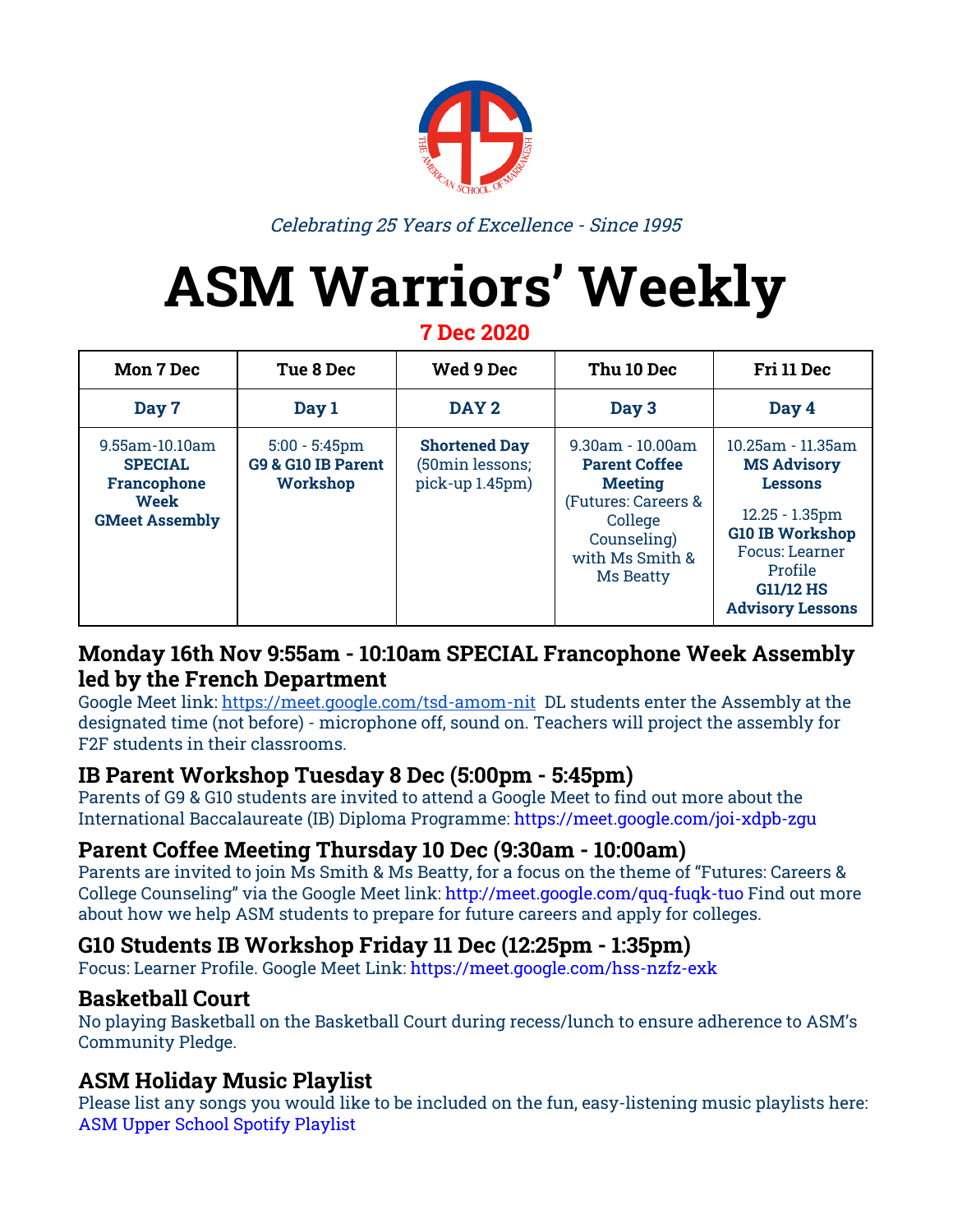*Celebrating 25 Years of Excellence - Since 1995*

# ASM Warriors' Weekly

**7 Dec 2020**

| Mon 7 Dec | Tue 8 Dec | Wed 9 Dec | Thu 10 Dec | Fri 11 Dec |
|---|---|---|---|---|
| **Day 7** | **Day 1** | **DAY 2** | **Day 3** | **Day 4** |
| 9.55am-10.10am **SPECIAL Francophone Week GMeet Assembly** | 5:00 - 5:45pm **G9 & G10 IB Parent Workshop** | **Shortened Day** (50min lessons; pick-up 1.45pm) | 9.30am - 10.00am **Parent Coffee Meeting** (Futures: Careers & College Counseling) with Ms Smith & Ms Beatty | 10.25am - 11.35am **MS Advisory Lessons** 12.25 - 1.35pm **G10 IB Workshop** Focus: Learner Profile **G11/12 HS Advisory Lessons** |

## Monday 16th Nov 9:55am - 10:10am SPECIAL Francophone Week Assembly led by the French Department

Google Meet link: https://meet.google.com/tsd-amom-nit DL students enter the Assembly at the designated time (not before) - microphone off, sound on. Teachers will project the assembly for F2F students in their classrooms.

## IB Parent Workshop Tuesday 8 Dec (5:00pm - 5:45pm)

Parents of G9 & G10 students are invited to attend a Google Meet to find out more about the International Baccalaureate (IB) Diploma Programme: https://meet.google.com/joi-xdpb-zgu

## Parent Coffee Meeting Thursday 10 Dec (9:30am - 10:00am)

Parents are invited to join Ms Smith & Ms Beatty, for a focus on the theme of "Futures: Careers & College Counseling" via the Google Meet link: http://meet.google.com/quq-fuqk-tuo Find out more about how we help ASM students to prepare for future careers and apply for colleges.

## G10 Students IB Workshop Friday 11 Dec (12:25pm - 1:35pm)

Focus: Learner Profile. Google Meet Link: https://meet.google.com/hss-nzfz-exk

## Basketball Court

No playing Basketball on the Basketball Court during recess/lunch to ensure adherence to ASM's Community Pledge.

## ASM Holiday Music Playlist

Please list any songs you would like to be included on the fun, easy-listening music playlists here: ASM Upper School Spotify Playlist